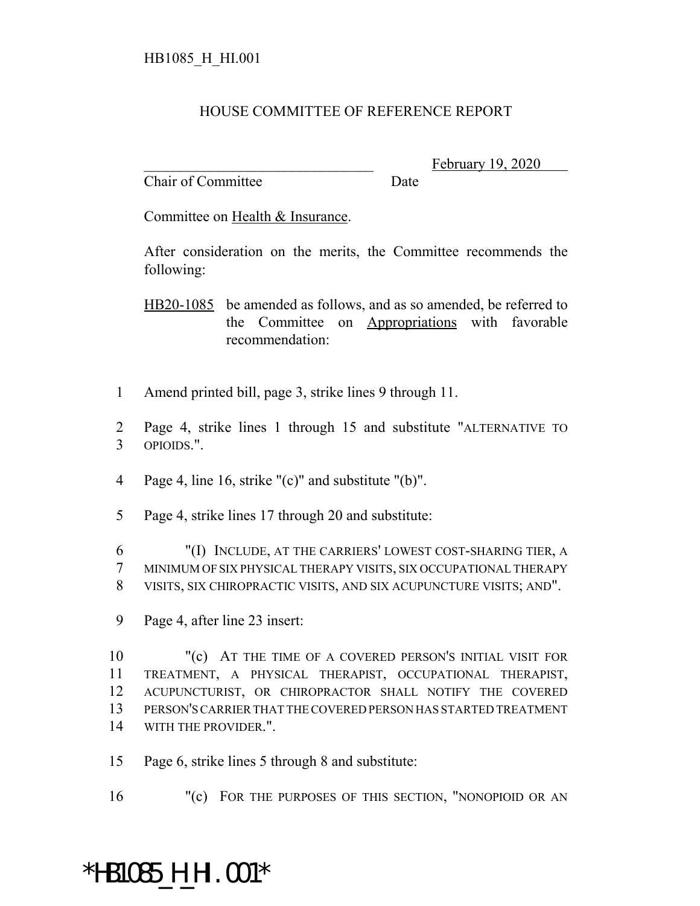HB1085_H_HI.001

# HOUSE COMMITTEE OF REFERENCE REPORT

_______________________________ February 19, 2020
Chair of Committee Date

Committee on Health & Insurance.

After consideration on the merits, the Committee recommends the following:

HB20-1085 be amended as follows, and as so amended, be referred to the Committee on Appropriations with favorable recommendation:

1 Amend printed bill, page 3, strike lines 9 through 11.

2 Page 4, strike lines 1 through 15 and substitute "ALTERNATIVE TO
3 OPIOIDS.".

4 Page 4, line 16, strike "(c)" and substitute "(b)".

5 Page 4, strike lines 17 through 20 and substitute:

6 "(I) INCLUDE, AT THE CARRIERS' LOWEST COST-SHARING TIER, A
7 MINIMUM OF SIX PHYSICAL THERAPY VISITS, SIX OCCUPATIONAL THERAPY
8 VISITS, SIX CHIROPRACTIC VISITS, AND SIX ACUPUNCTURE VISITS; AND".

9 Page 4, after line 23 insert:

10 "(c) AT THE TIME OF A COVERED PERSON'S INITIAL VISIT FOR
11 TREATMENT, A PHYSICAL THERAPIST, OCCUPATIONAL THERAPIST,
12 ACUPUNCTURIST, OR CHIROPRACTOR SHALL NOTIFY THE COVERED
13 PERSON'S CARRIER THAT THE COVERED PERSON HAS STARTED TREATMENT
14 WITH THE PROVIDER.".

15 Page 6, strike lines 5 through 8 and substitute:

16 "(c) FOR THE PURPOSES OF THIS SECTION, "NONOPIOID OR AN

*HB1085_H_HI.001*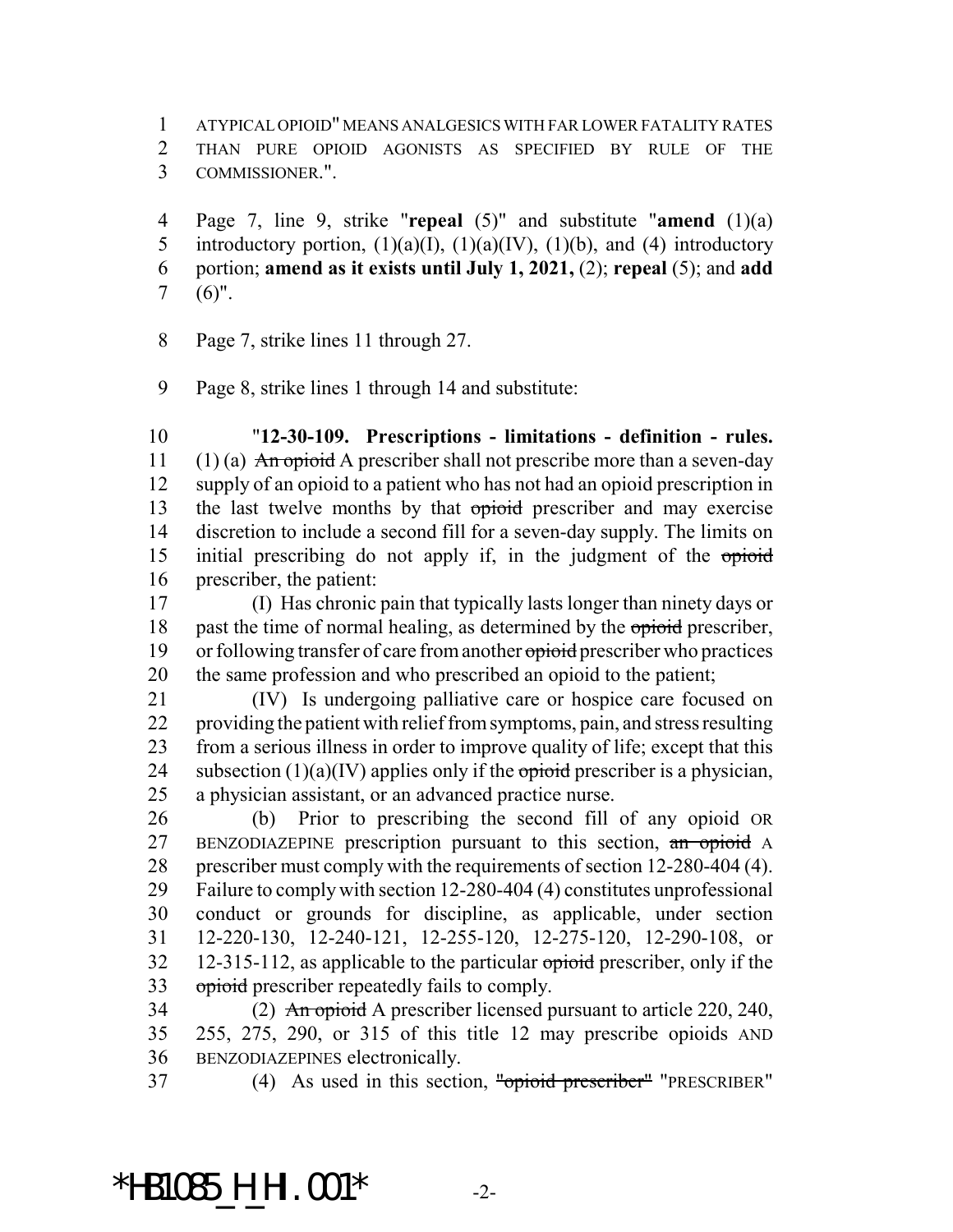ATYPICAL OPIOID" MEANS ANALGESICS WITH FAR LOWER FATALITY RATES THAN PURE OPIOID AGONISTS AS SPECIFIED BY RULE OF THE COMMISSIONER.".

Page 7, line 9, strike "**repeal** (5)" and substitute "**amend** (1)(a) introductory portion, (1)(a)(I), (1)(a)(IV), (1)(b), and (4) introductory portion; **amend as it exists until July 1, 2021,** (2); **repeal** (5); and **add** (6)".

Page 7, strike lines 11 through 27.

Page 8, strike lines 1 through 14 and substitute:

"**12-30-109. Prescriptions - limitations - definition - rules.** (1) (a) ~~An opioid~~ A prescriber shall not prescribe more than a seven-day supply of an opioid to a patient who has not had an opioid prescription in the last twelve months by that ~~opioid~~ prescriber and may exercise discretion to include a second fill for a seven-day supply. The limits on initial prescribing do not apply if, in the judgment of the ~~opioid~~ prescriber, the patient:

(I) Has chronic pain that typically lasts longer than ninety days or past the time of normal healing, as determined by the ~~opioid~~ prescriber, or following transfer of care from another ~~opioid~~ prescriber who practices the same profession and who prescribed an opioid to the patient;

(IV) Is undergoing palliative care or hospice care focused on providing the patient with relief from symptoms, pain, and stress resulting from a serious illness in order to improve quality of life; except that this subsection (1)(a)(IV) applies only if the ~~opioid~~ prescriber is a physician, a physician assistant, or an advanced practice nurse.

(b) Prior to prescribing the second fill of any opioid OR BENZODIAZEPINE prescription pursuant to this section, ~~an opioid~~ A prescriber must comply with the requirements of section 12-280-404 (4). Failure to comply with section 12-280-404 (4) constitutes unprofessional conduct or grounds for discipline, as applicable, under section 12-220-130, 12-240-121, 12-255-120, 12-275-120, 12-290-108, or 12-315-112, as applicable to the particular ~~opioid~~ prescriber, only if the ~~opioid~~ prescriber repeatedly fails to comply.

(2) ~~An opioid~~ A prescriber licensed pursuant to article 220, 240, 255, 275, 290, or 315 of this title 12 may prescribe opioids AND BENZODIAZEPINES electronically.

(4) As used in this section, ~~"opioid prescriber"~~ "PRESCRIBER"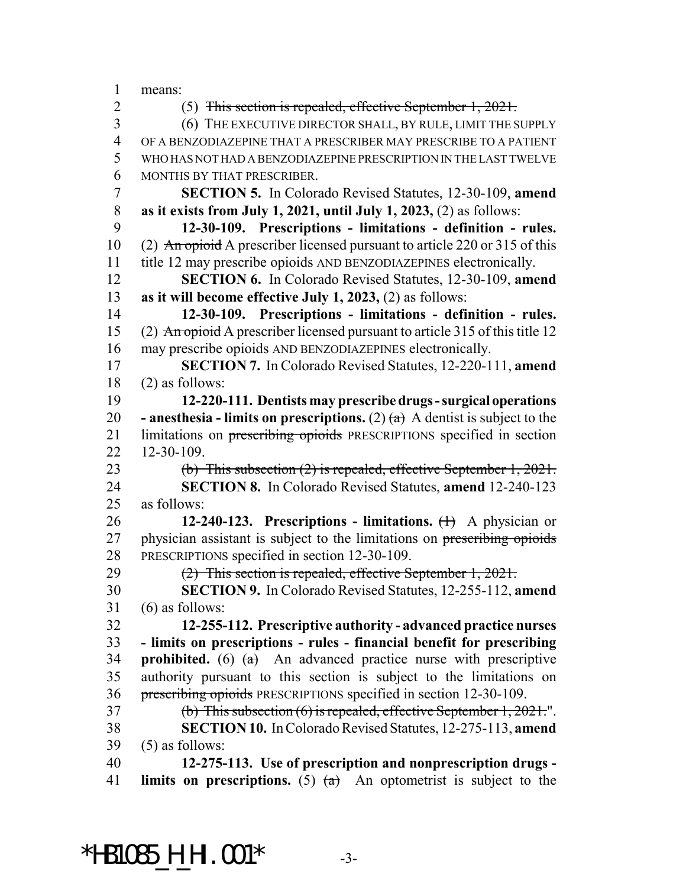means:

(5) ~~This section is repealed, effective September 1, 2021.~~

(6) THE EXECUTIVE DIRECTOR SHALL, BY RULE, LIMIT THE SUPPLY OF A BENZODIAZEPINE THAT A PRESCRIBER MAY PRESCRIBE TO A PATIENT WHO HAS NOT HAD A BENZODIAZEPINE PRESCRIPTION IN THE LAST TWELVE MONTHS BY THAT PRESCRIBER.

**SECTION 5.** In Colorado Revised Statutes, 12-30-109, **amend as it exists from July 1, 2021, until July 1, 2023,** (2) as follows:

**12-30-109. Prescriptions - limitations - definition - rules.** (2) ~~An opioid~~ A prescriber licensed pursuant to article 220 or 315 of this title 12 may prescribe opioids AND BENZODIAZEPINES electronically.

**SECTION 6.** In Colorado Revised Statutes, 12-30-109, **amend as it will become effective July 1, 2023,** (2) as follows:

**12-30-109. Prescriptions - limitations - definition - rules.** (2) ~~An opioid~~ A prescriber licensed pursuant to article 315 of this title 12 may prescribe opioids AND BENZODIAZEPINES electronically.

**SECTION 7.** In Colorado Revised Statutes, 12-220-111, **amend** (2) as follows:

**12-220-111. Dentists may prescribe drugs - surgical operations - anesthesia - limits on prescriptions.** (2) ~~(a)~~ A dentist is subject to the limitations on ~~prescribing opioids~~ PRESCRIPTIONS specified in section 12-30-109.

~~(b) This subsection (2) is repealed, effective September 1, 2021.~~

**SECTION 8.** In Colorado Revised Statutes, **amend** 12-240-123 as follows:

**12-240-123. Prescriptions - limitations.** ~~(1)~~ A physician or physician assistant is subject to the limitations on ~~prescribing opioids~~ PRESCRIPTIONS specified in section 12-30-109.

~~(2) This section is repealed, effective September 1, 2021.~~

**SECTION 9.** In Colorado Revised Statutes, 12-255-112, **amend** (6) as follows:

**12-255-112. Prescriptive authority - advanced practice nurses - limits on prescriptions - rules - financial benefit for prescribing prohibited.** (6) ~~(a)~~ An advanced practice nurse with prescriptive authority pursuant to this section is subject to the limitations on ~~prescribing opioids~~ PRESCRIPTIONS specified in section 12-30-109.

~~(b) This subsection (6) is repealed, effective September 1, 2021.~~".

**SECTION 10.** In Colorado Revised Statutes, 12-275-113, **amend** (5) as follows:

**12-275-113. Use of prescription and nonprescription drugs - limits on prescriptions.** (5) ~~(a)~~ An optometrist is subject to the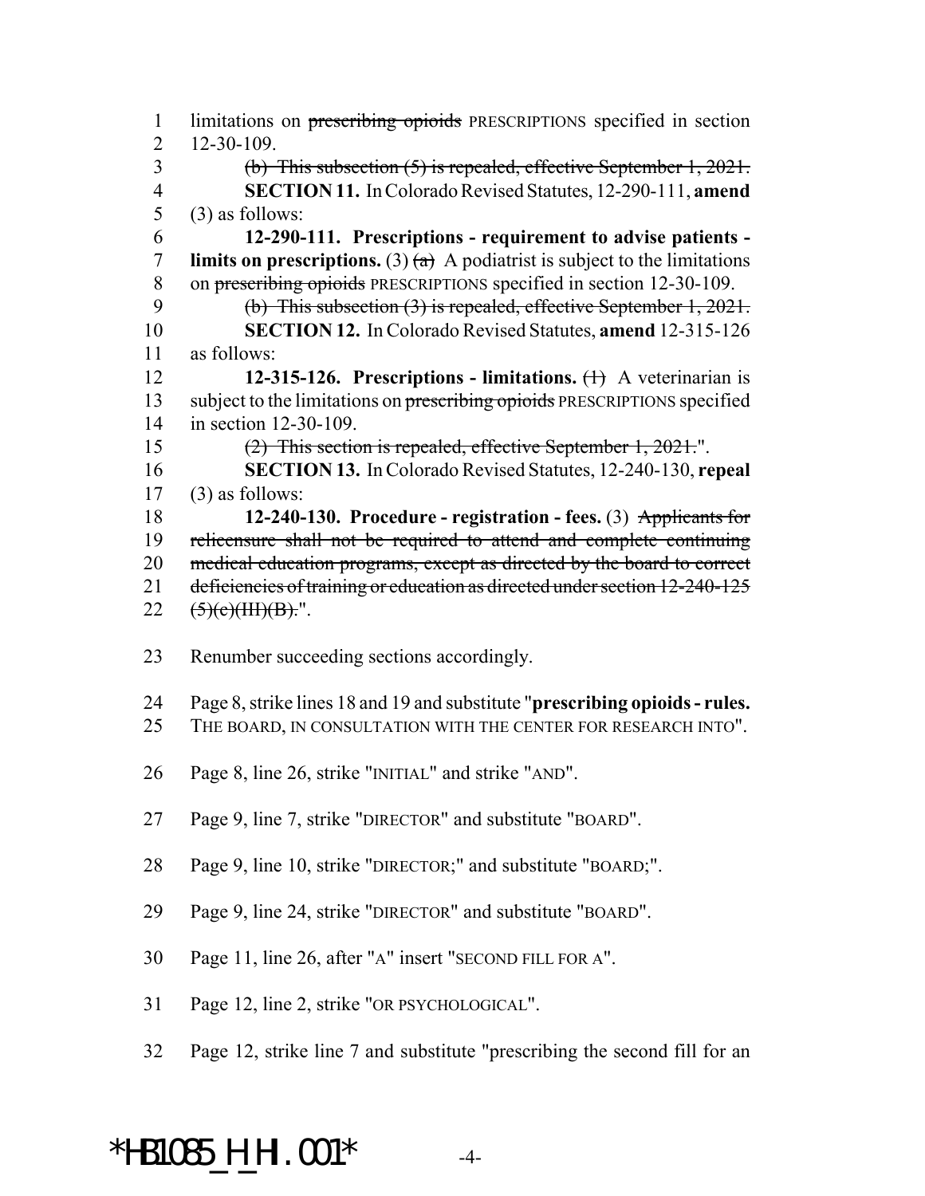limitations on ~~prescribing opioids~~ PRESCRIPTIONS specified in section 12-30-109.

~~(b) This subsection (5) is repealed, effective September 1, 2021.~~

**SECTION 11.** In Colorado Revised Statutes, 12-290-111, **amend** (3) as follows:

**12-290-111. Prescriptions - requirement to advise patients - limits on prescriptions.** (3) ~~(a)~~ A podiatrist is subject to the limitations on ~~prescribing opioids~~ PRESCRIPTIONS specified in section 12-30-109.

~~(b) This subsection (3) is repealed, effective September 1, 2021.~~

**SECTION 12.** In Colorado Revised Statutes, **amend** 12-315-126 as follows:

**12-315-126. Prescriptions - limitations.** ~~(1)~~ A veterinarian is subject to the limitations on ~~prescribing opioids~~ PRESCRIPTIONS specified in section 12-30-109.

~~(2) This section is repealed, effective September 1, 2021.~~".

**SECTION 13.** In Colorado Revised Statutes, 12-240-130, **repeal** (3) as follows:

**12-240-130. Procedure - registration - fees.** (3) ~~Applicants for relicensure shall not be required to attend and complete continuing medical education programs, except as directed by the board to correct deficiencies of training or education as directed under section 12-240-125 (5)(c)(III)(B).~~".

Renumber succeeding sections accordingly.

Page 8, strike lines 18 and 19 and substitute "**prescribing opioids - rules.** THE BOARD, IN CONSULTATION WITH THE CENTER FOR RESEARCH INTO".

Page 8, line 26, strike "INITIAL" and strike "AND".

Page 9, line 7, strike "DIRECTOR" and substitute "BOARD".

Page 9, line 10, strike "DIRECTOR;" and substitute "BOARD;".

Page 9, line 24, strike "DIRECTOR" and substitute "BOARD".

Page 11, line 26, after "A" insert "SECOND FILL FOR A".

Page 12, line 2, strike "OR PSYCHOLOGICAL".

Page 12, strike line 7 and substitute "prescribing the second fill for an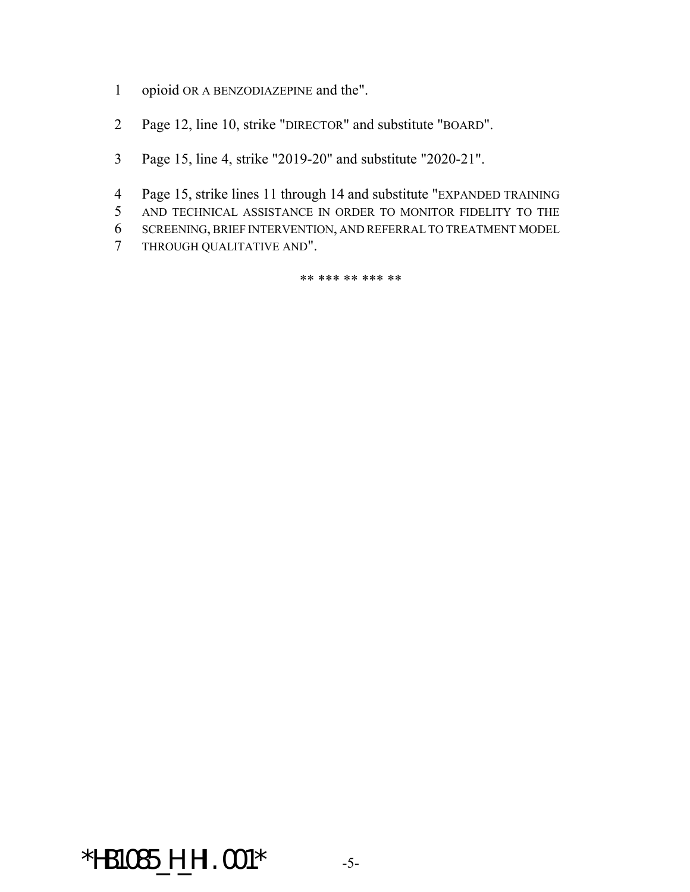1 opioid OR A BENZODIAZEPINE and the".

2 Page 12, line 10, strike "DIRECTOR" and substitute "BOARD".

3 Page 15, line 4, strike "2019-20" and substitute "2020-21".

4 Page 15, strike lines 11 through 14 and substitute "EXPANDED TRAINING
5 AND TECHNICAL ASSISTANCE IN ORDER TO MONITOR FIDELITY TO THE
6 SCREENING, BRIEF INTERVENTION, AND REFERRAL TO TREATMENT MODEL
7 THROUGH QUALITATIVE AND".

** *** ** *** **

*HB1085_H_HI.001*